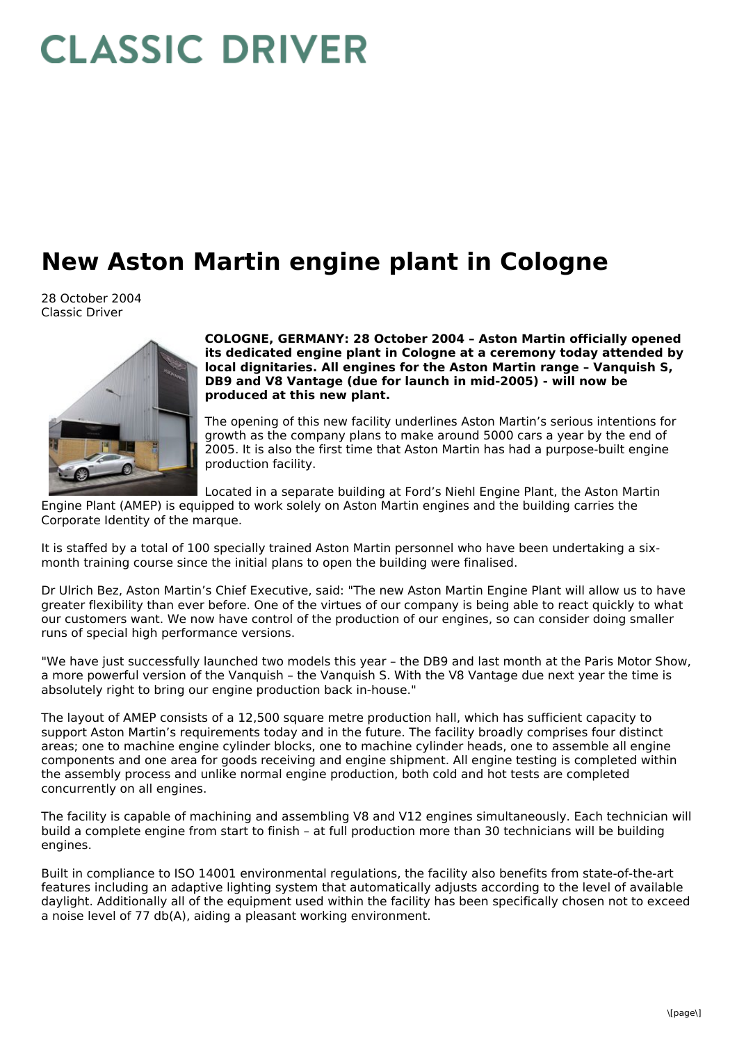# CLASSIC DRIVER

# New Aston Martin engine plant in Cologne

28 October 2004
Classic Driver

**COLOGNE, GERMANY: 28 October 2004 – Aston Martin officially opened its dedicated engine plant in Cologne at a ceremony today attended by local dignitaries. All engines for the Aston Martin range – Vanquish S, DB9 and V8 Vantage (due for launch in mid-2005) - will now be produced at this new plant.**

The opening of this new facility underlines Aston Martin's serious intentions for growth as the company plans to make around 5000 cars a year by the end of 2005. It is also the first time that Aston Martin has had a purpose-built engine production facility.

Located in a separate building at Ford's Niehl Engine Plant, the Aston Martin Engine Plant (AMEP) is equipped to work solely on Aston Martin engines and the building carries the Corporate Identity of the marque.

It is staffed by a total of 100 specially trained Aston Martin personnel who have been undertaking a six-month training course since the initial plans to open the building were finalised.

Dr Ulrich Bez, Aston Martin's Chief Executive, said: "The new Aston Martin Engine Plant will allow us to have greater flexibility than ever before. One of the virtues of our company is being able to react quickly to what our customers want. We now have control of the production of our engines, so can consider doing smaller runs of special high performance versions.

"We have just successfully launched two models this year – the DB9 and last month at the Paris Motor Show, a more powerful version of the Vanquish – the Vanquish S. With the V8 Vantage due next year the time is absolutely right to bring our engine production back in-house."

The layout of AMEP consists of a 12,500 square metre production hall, which has sufficient capacity to support Aston Martin's requirements today and in the future. The facility broadly comprises four distinct areas; one to machine engine cylinder blocks, one to machine cylinder heads, one to assemble all engine components and one area for goods receiving and engine shipment. All engine testing is completed within the assembly process and unlike normal engine production, both cold and hot tests are completed concurrently on all engines.

The facility is capable of machining and assembling V8 and V12 engines simultaneously. Each technician will build a complete engine from start to finish – at full production more than 30 technicians will be building engines.

Built in compliance to ISO 14001 environmental regulations, the facility also benefits from state-of-the-art features including an adaptive lighting system that automatically adjusts according to the level of available daylight. Additionally all of the equipment used within the facility has been specifically chosen not to exceed a noise level of 77 db(A), aiding a pleasant working environment.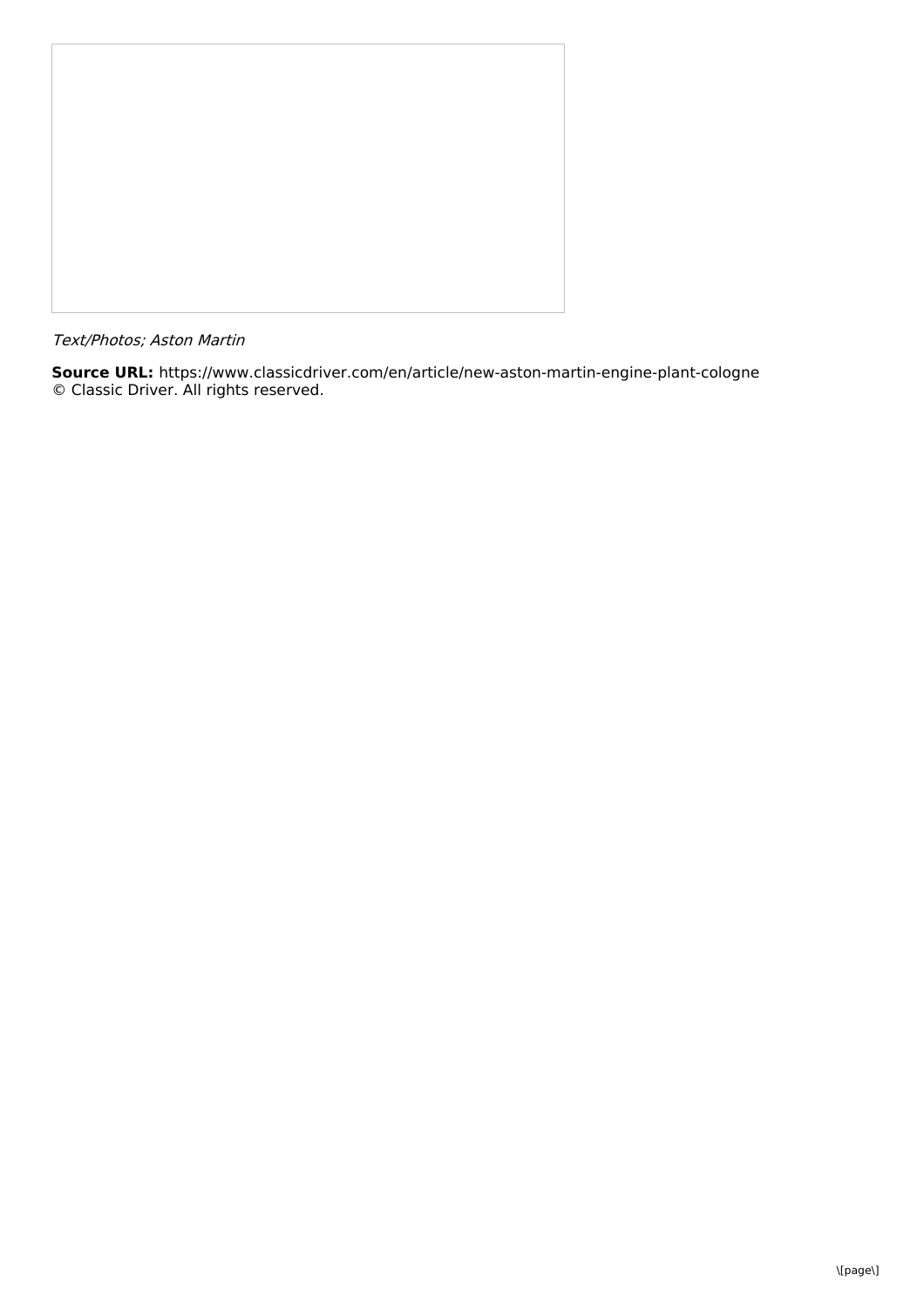*Text/Photos; Aston Martin*

**Source URL:** https://www.classicdriver.com/en/article/new-aston-martin-engine-plant-cologne
© Classic Driver. All rights reserved.